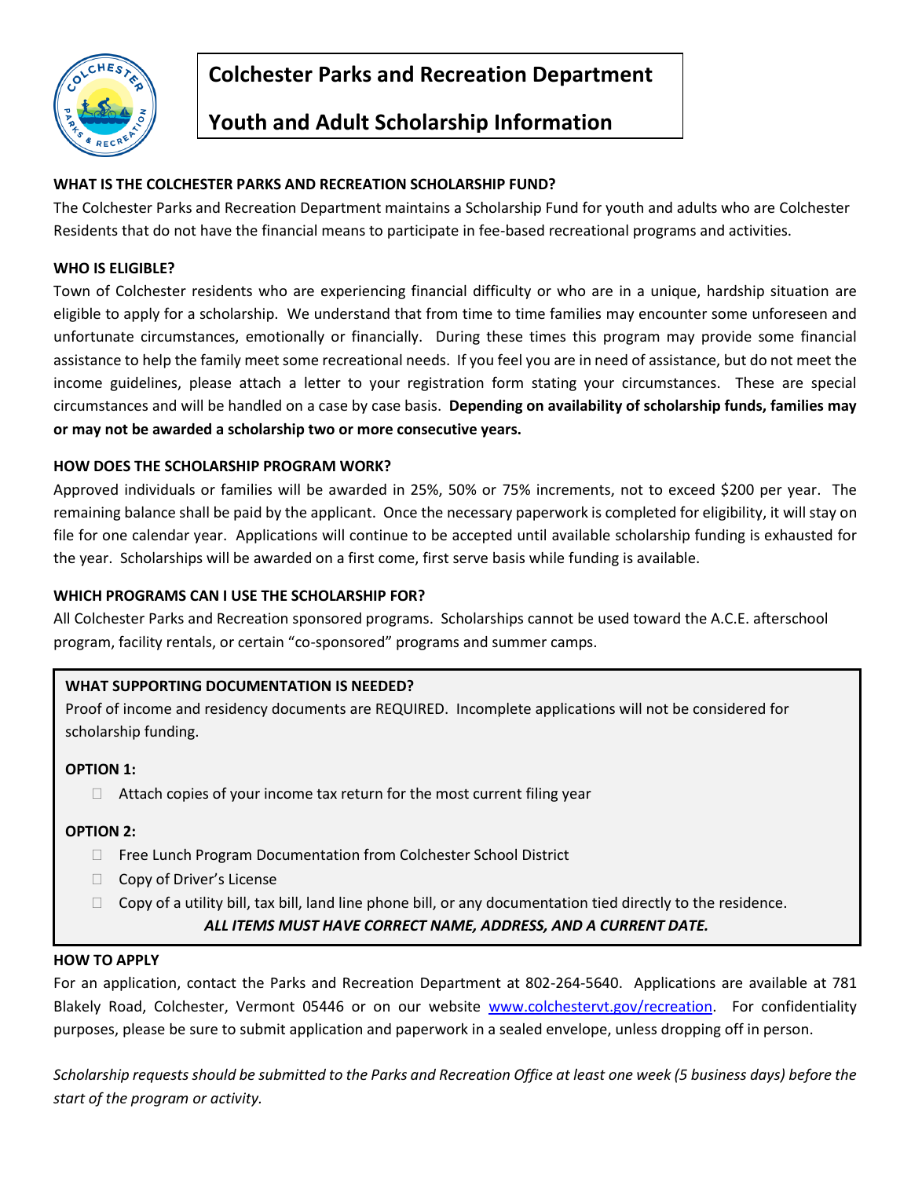# Colchester Parks and Recreation Department

# Youth and Adult Scholarship Information

**WHAT IS THE COLCHESTER PARKS AND RECREATION SCHOLARSHIP FUND?**

The Colchester Parks and Recreation Department maintains a Scholarship Fund for youth and adults who are Colchester Residents that do not have the financial means to participate in fee-based recreational programs and activities.

**WHO IS ELIGIBLE?**

Town of Colchester residents who are experiencing financial difficulty or who are in a unique, hardship situation are eligible to apply for a scholarship. We understand that from time to time families may encounter some unforeseen and unfortunate circumstances, emotionally or financially. During these times this program may provide some financial assistance to help the family meet some recreational needs. If you feel you are in need of assistance, but do not meet the income guidelines, please attach a letter to your registration form stating your circumstances. These are special circumstances and will be handled on a case by case basis. **Depending on availability of scholarship funds, families may or may not be awarded a scholarship two or more consecutive years.**

**HOW DOES THE SCHOLARSHIP PROGRAM WORK?**

Approved individuals or families will be awarded in 25%, 50% or 75% increments, not to exceed $200 per year. The remaining balance shall be paid by the applicant. Once the necessary paperwork is completed for eligibility, it will stay on file for one calendar year. Applications will continue to be accepted until available scholarship funding is exhausted for the year. Scholarships will be awarded on a first come, first serve basis while funding is available.

**WHICH PROGRAMS CAN I USE THE SCHOLARSHIP FOR?**

All Colchester Parks and Recreation sponsored programs. Scholarships cannot be used toward the A.C.E. afterschool program, facility rentals, or certain "co-sponsored" programs and summer camps.

**WHAT SUPPORTING DOCUMENTATION IS NEEDED?**

Proof of income and residency documents are REQUIRED. Incomplete applications will not be considered for scholarship funding.

**OPTION 1:**

- ☐ Attach copies of your income tax return for the most current filing year

**OPTION 2:**

- ☐ Free Lunch Program Documentation from Colchester School District
- ☐ Copy of Driver's License
- ☐ Copy of a utility bill, tax bill, land line phone bill, or any documentation tied directly to the residence.

***ALL ITEMS MUST HAVE CORRECT NAME, ADDRESS, AND A CURRENT DATE.***

**HOW TO APPLY**

For an application, contact the Parks and Recreation Department at 802-264-5640. Applications are available at 781 Blakely Road, Colchester, Vermont 05446 or on our website [www.colchestervt.gov/recreation](www.colchestervt.gov/recreation). For confidentiality purposes, please be sure to submit application and paperwork in a sealed envelope, unless dropping off in person.

*Scholarship requests should be submitted to the Parks and Recreation Office at least one week (5 business days) before the start of the program or activity.*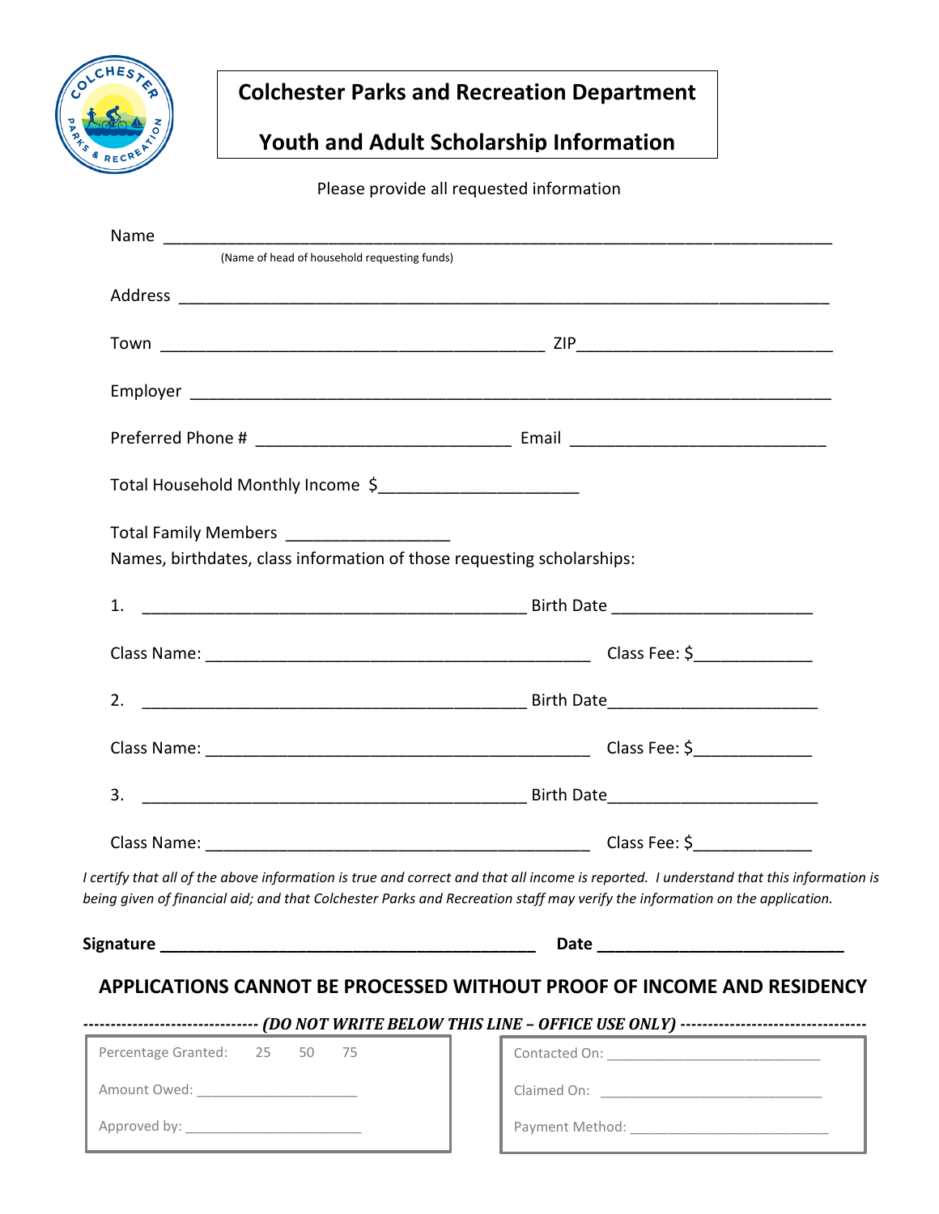# Colchester Parks and Recreation Department

## Youth and Adult Scholarship Information

Please provide all requested information

Name ___________________________________________________________________________
(Name of head of household requesting funds)

Address _________________________________________________________________________

Town ___________________________________________ ZIP___________________________

Employer ________________________________________________________________________

Preferred Phone # ____________________________ Email ____________________________

Total Household Monthly Income $______________________

Total Family Members _________________

Names, birthdates, class information of those requesting scholarships:

1. ___________________________________________ Birth Date _____________________

Class Name: ___________________________________________ Class Fee: $_____________

2. ___________________________________________ Birth Date_______________________

Class Name: ___________________________________________ Class Fee: $_____________

3. ___________________________________________ Birth Date_______________________

Class Name: ___________________________________________ Class Fee: $_____________

*I certify that all of the above information is true and correct and that all income is reported. I understand that this information is being given of financial aid; and that Colchester Parks and Recreation staff may verify the information on the application.*

**Signature __________________________________________ Date ___________________________**

**APPLICATIONS CANNOT BE PROCESSED WITHOUT PROOF OF INCOME AND RESIDENCY**

**--------------------------------- *(DO NOT WRITE BELOW THIS LINE – OFFICE USE ONLY)* ---------------------------------**

| | |
|---|---|
| Percentage Granted: 25 50 75 | Contacted On: ___________________________ |
| Amount Owed: ____________________ | Claimed On: ____________________________ |
| Approved by: ______________________ | Payment Method: _________________________ |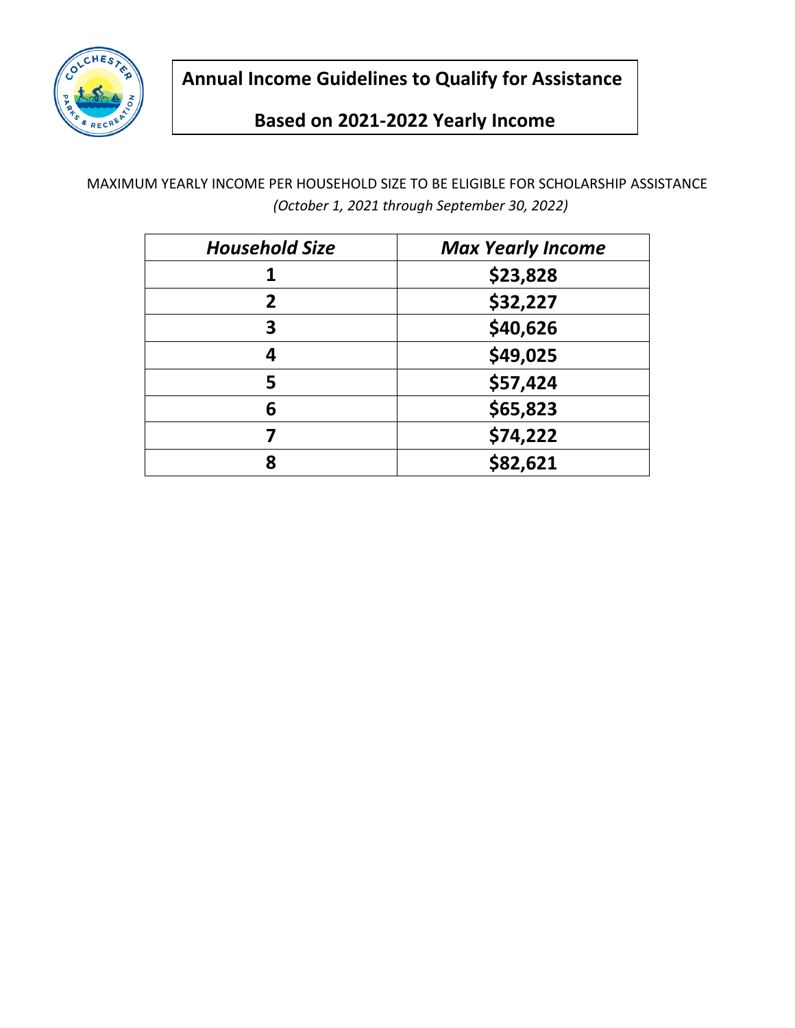# Annual Income Guidelines to Qualify for Assistance

## Based on 2021-2022 Yearly Income

MAXIMUM YEARLY INCOME PER HOUSEHOLD SIZE TO BE ELIGIBLE FOR SCHOLARSHIP ASSISTANCE

*(October 1, 2021 through September 30, 2022)*

| ***Household Size*** | ***Max Yearly Income*** |
|---|---|
| **1** | **$23,828** |
| **2** | **$32,227** |
| **3** | **$40,626** |
| **4** | **$49,025** |
| **5** | **$57,424** |
| **6** | **$65,823** |
| **7** | **$74,222** |
| **8** | **$82,621** |